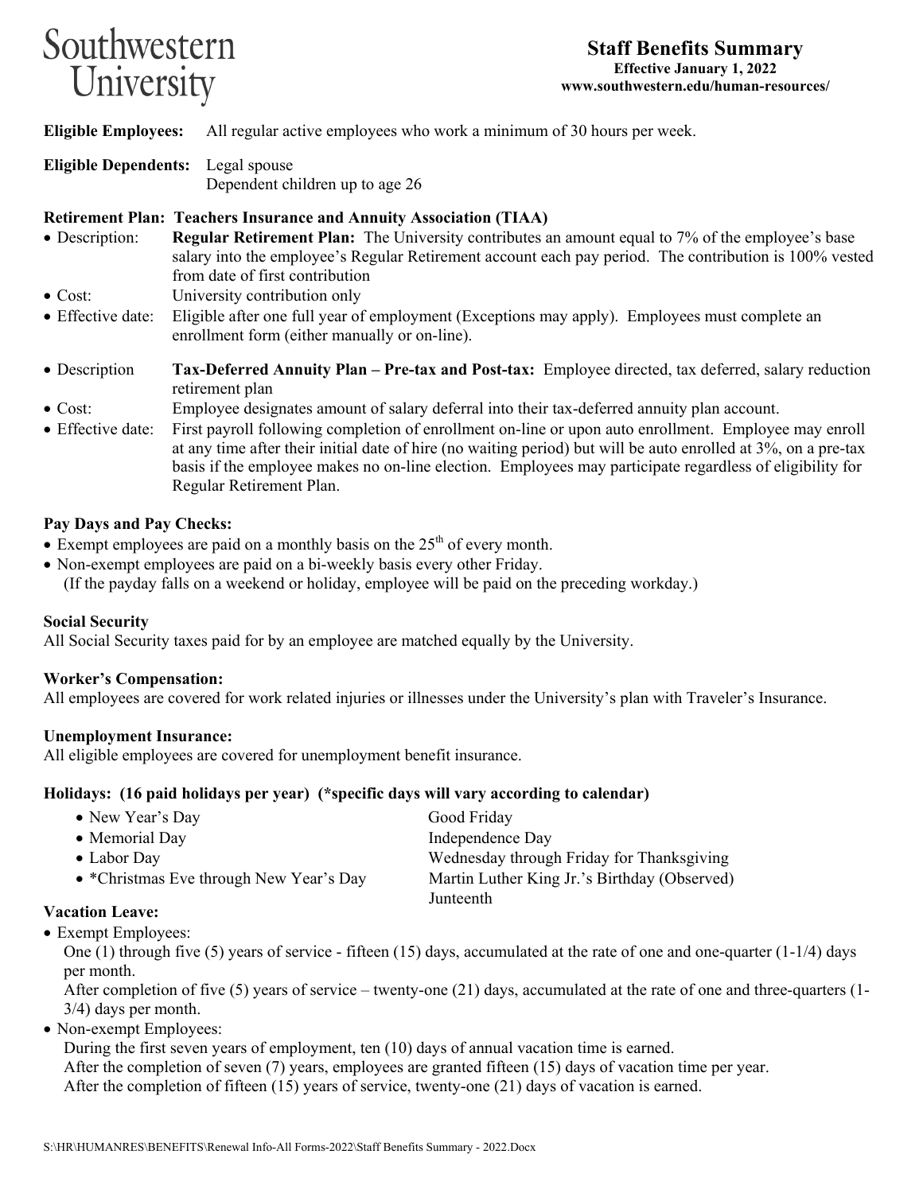Southwestern University

# Staff Benefits Summary

**Effective January 1, 2022**
**www.southwestern.edu/human-resources/**

**Eligible Employees:** All regular active employees who work a minimum of 30 hours per week.

**Eligible Dependents:** Legal spouse
Dependent children up to age 26

**Retirement Plan: Teachers Insurance and Annuity Association (TIAA)**

- Description: **Regular Retirement Plan:** The University contributes an amount equal to 7% of the employee's base salary into the employee's Regular Retirement account each pay period. The contribution is 100% vested from date of first contribution
- Cost: University contribution only
- Effective date: Eligible after one full year of employment (Exceptions may apply). Employees must complete an enrollment form (either manually or on-line).

- Description **Tax-Deferred Annuity Plan – Pre-tax and Post-tax:** Employee directed, tax deferred, salary reduction retirement plan
- Cost: Employee designates amount of salary deferral into their tax-deferred annuity plan account.
- Effective date: First payroll following completion of enrollment on-line or upon auto enrollment. Employee may enroll at any time after their initial date of hire (no waiting period) but will be auto enrolled at 3%, on a pre-tax basis if the employee makes no on-line election. Employees may participate regardless of eligibility for Regular Retirement Plan.

**Pay Days and Pay Checks:**

- Exempt employees are paid on a monthly basis on the 25th of every month.
- Non-exempt employees are paid on a bi-weekly basis every other Friday.
  (If the payday falls on a weekend or holiday, employee will be paid on the preceding workday.)

**Social Security**
All Social Security taxes paid for by an employee are matched equally by the University.

**Worker's Compensation:**
All employees are covered for work related injuries or illnesses under the University's plan with Traveler's Insurance.

**Unemployment Insurance:**
All eligible employees are covered for unemployment benefit insurance.

**Holidays: (16 paid holidays per year) (*specific days will vary according to calendar)**

- New Year's Day
- Memorial Day
- Labor Day
- *Christmas Eve through New Year's Day

Good Friday
Independence Day
Wednesday through Friday for Thanksgiving
Martin Luther King Jr.'s Birthday (Observed)
Juneteenth

**Vacation Leave:**

- Exempt Employees:
  One (1) through five (5) years of service - fifteen (15) days, accumulated at the rate of one and one-quarter (1-1/4) days per month.
  After completion of five (5) years of service – twenty-one (21) days, accumulated at the rate of one and three-quarters (1-3/4) days per month.
- Non-exempt Employees:
  During the first seven years of employment, ten (10) days of annual vacation time is earned.
  After the completion of seven (7) years, employees are granted fifteen (15) days of vacation time per year.
  After the completion of fifteen (15) years of service, twenty-one (21) days of vacation is earned.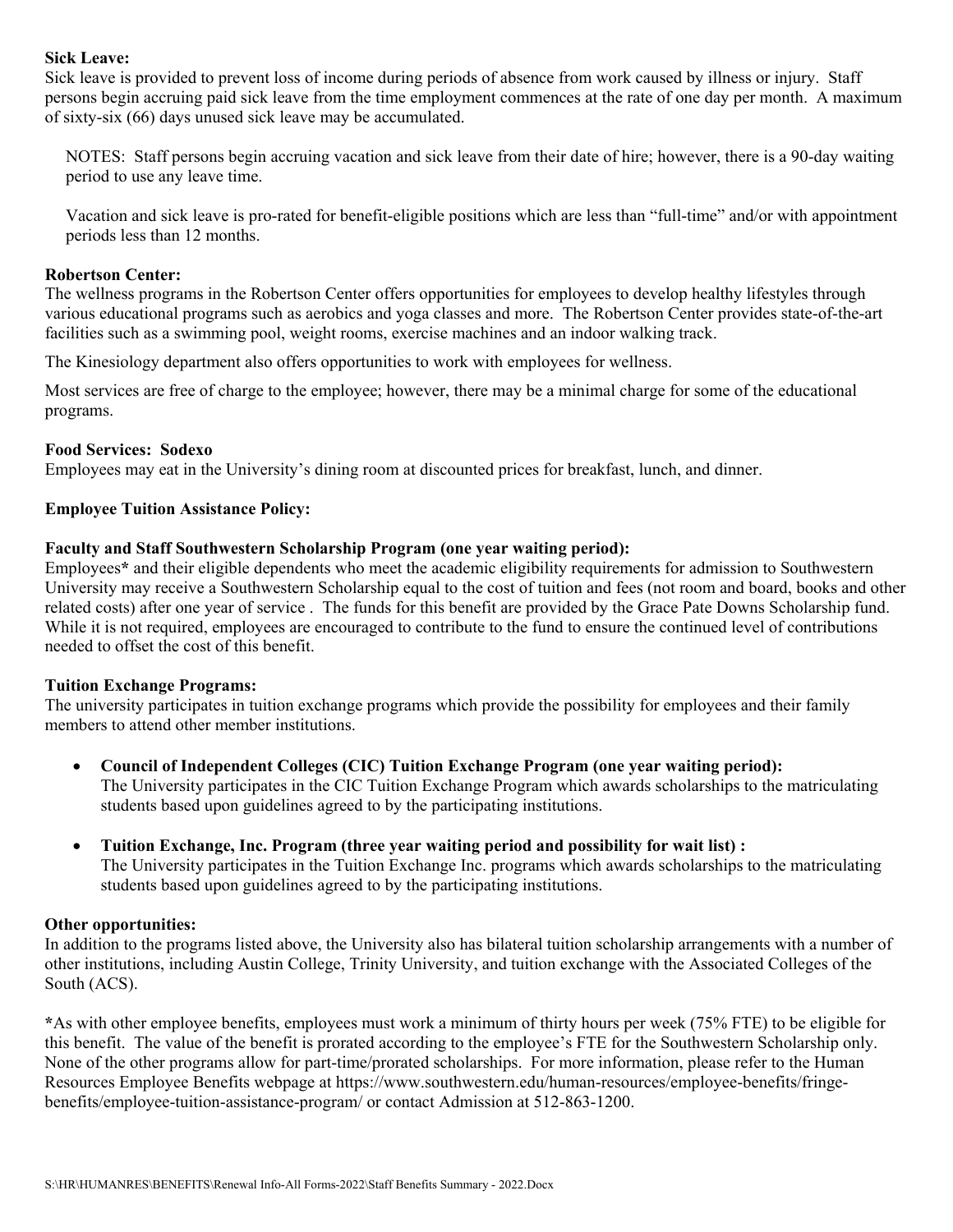**Sick Leave:**
Sick leave is provided to prevent loss of income during periods of absence from work caused by illness or injury. Staff persons begin accruing paid sick leave from the time employment commences at the rate of one day per month. A maximum of sixty-six (66) days unused sick leave may be accumulated.

NOTES: Staff persons begin accruing vacation and sick leave from their date of hire; however, there is a 90-day waiting period to use any leave time.

Vacation and sick leave is pro-rated for benefit-eligible positions which are less than "full-time" and/or with appointment periods less than 12 months.

**Robertson Center:**
The wellness programs in the Robertson Center offers opportunities for employees to develop healthy lifestyles through various educational programs such as aerobics and yoga classes and more. The Robertson Center provides state-of-the-art facilities such as a swimming pool, weight rooms, exercise machines and an indoor walking track.

The Kinesiology department also offers opportunities to work with employees for wellness.

Most services are free of charge to the employee; however, there may be a minimal charge for some of the educational programs.

**Food Services: Sodexo**
Employees may eat in the University's dining room at discounted prices for breakfast, lunch, and dinner.

**Employee Tuition Assistance Policy:**

**Faculty and Staff Southwestern Scholarship Program (one year waiting period):**
Employees* and their eligible dependents who meet the academic eligibility requirements for admission to Southwestern University may receive a Southwestern Scholarship equal to the cost of tuition and fees (not room and board, books and other related costs) after one year of service . The funds for this benefit are provided by the Grace Pate Downs Scholarship fund. While it is not required, employees are encouraged to contribute to the fund to ensure the continued level of contributions needed to offset the cost of this benefit.

**Tuition Exchange Programs:**
The university participates in tuition exchange programs which provide the possibility for employees and their family members to attend other member institutions.

- **Council of Independent Colleges (CIC) Tuition Exchange Program (one year waiting period):**
  The University participates in the CIC Tuition Exchange Program which awards scholarships to the matriculating students based upon guidelines agreed to by the participating institutions.

- **Tuition Exchange, Inc. Program (three year waiting period and possibility for wait list) :**
  The University participates in the Tuition Exchange Inc. programs which awards scholarships to the matriculating students based upon guidelines agreed to by the participating institutions.

**Other opportunities:**
In addition to the programs listed above, the University also has bilateral tuition scholarship arrangements with a number of other institutions, including Austin College, Trinity University, and tuition exchange with the Associated Colleges of the South (ACS).

*As with other employee benefits, employees must work a minimum of thirty hours per week (75% FTE) to be eligible for this benefit. The value of the benefit is prorated according to the employee's FTE for the Southwestern Scholarship only. None of the other programs allow for part-time/prorated scholarships. For more information, please refer to the Human Resources Employee Benefits webpage at https://www.southwestern.edu/human-resources/employee-benefits/fringe-benefits/employee-tuition-assistance-program/ or contact Admission at 512-863-1200.

S:\HR\HUMANRES\BENEFITS\Renewal Info-All Forms-2022\Staff Benefits Summary - 2022.Docx